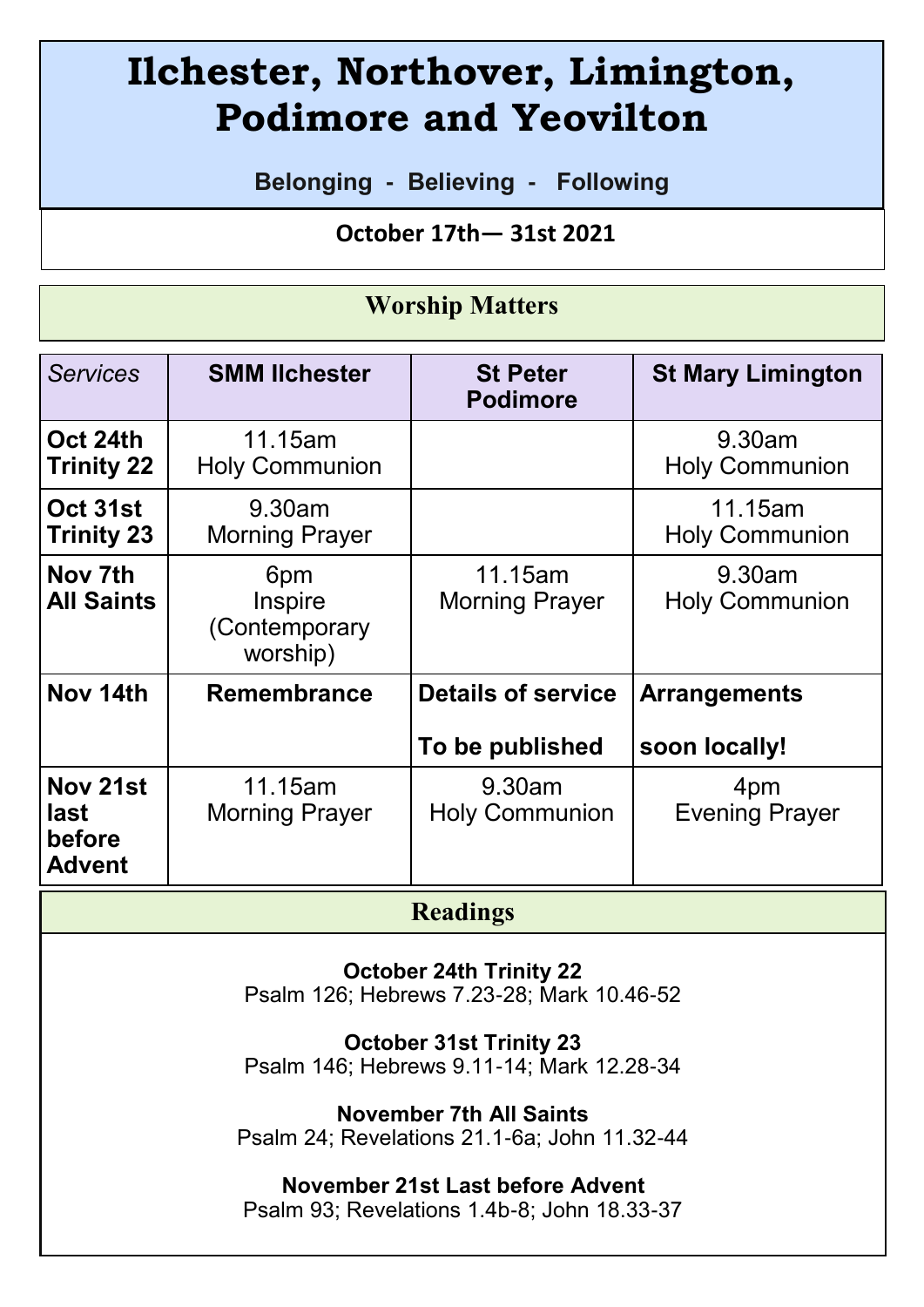# Ilchester, Northover, Limington, Podimore and Yeovilton

**Belonging - Believing - Following**

**October 17th— 31st 2021**

## Worship Matters

| *Services* | SMM Ilchester | St Peter Podimore | St Mary Limington |
|---|---|---|---|
| **Oct 24th Trinity 22** | 11.15am Holy Communion | | 9.30am Holy Communion |
| **Oct 31st Trinity 23** | 9.30am Morning Prayer | | 11.15am Holy Communion |
| **Nov 7th All Saints** | 6pm Inspire (Contemporary worship) | 11.15am Morning Prayer | 9.30am Holy Communion |
| **Nov 14th** | **Remembrance** | **Details of service To be published** | **Arrangements soon locally!** |
| **Nov 21st last before Advent** | 11.15am Morning Prayer | 9.30am Holy Communion | 4pm Evening Prayer |

## Readings

**October 24th Trinity 22**
Psalm 126; Hebrews 7.23-28; Mark 10.46-52

**October 31st Trinity 23**
Psalm 146; Hebrews 9.11-14; Mark 12.28-34

**November 7th All Saints**
Psalm 24; Revelations 21.1-6a; John 11.32-44

**November 21st Last before Advent**
Psalm 93; Revelations 1.4b-8; John 18.33-37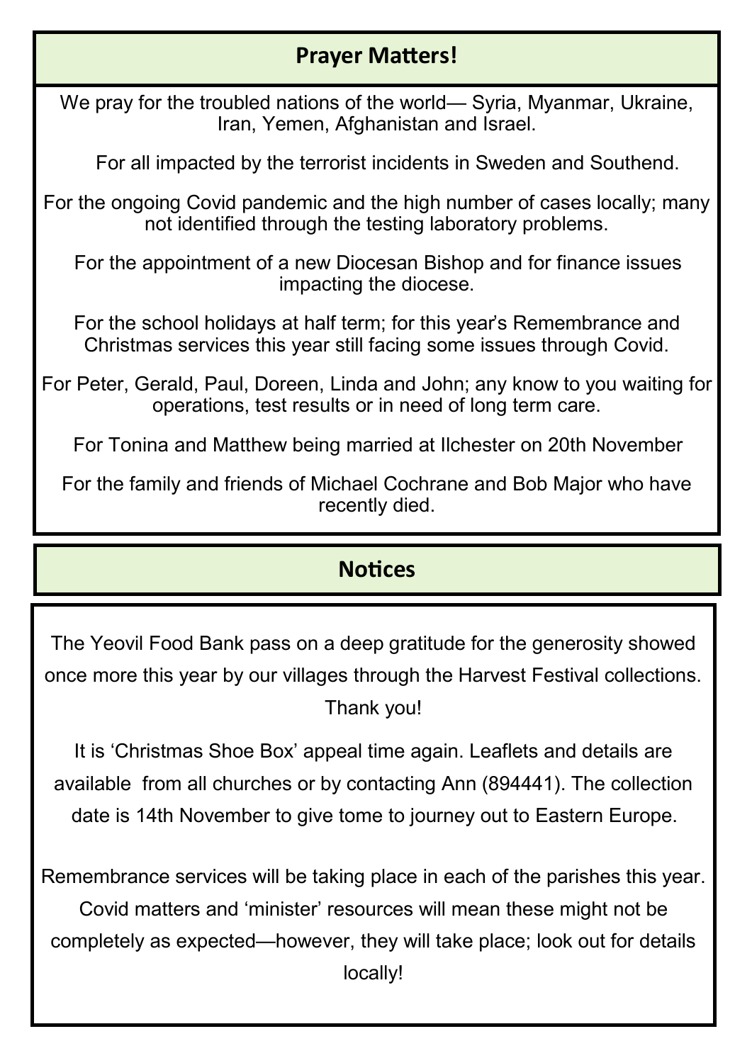## Prayer Matters!

We pray for the troubled nations of the world— Syria, Myanmar, Ukraine, Iran, Yemen, Afghanistan and Israel.

For all impacted by the terrorist incidents in Sweden and Southend.

For the ongoing Covid pandemic and the high number of cases locally; many not identified through the testing laboratory problems.

For the appointment of a new Diocesan Bishop and for finance issues impacting the diocese.

For the school holidays at half term; for this year's Remembrance and Christmas services this year still facing some issues through Covid.

For Peter, Gerald, Paul, Doreen, Linda and John; any know to you waiting for operations, test results or in need of long term care.

For Tonina and Matthew being married at Ilchester on 20th November

For the family and friends of Michael Cochrane and Bob Major who have recently died.

## Notices

The Yeovil Food Bank pass on a deep gratitude for the generosity showed once more this year by our villages through the Harvest Festival collections. Thank you!

It is 'Christmas Shoe Box' appeal time again. Leaflets and details are available from all churches or by contacting Ann (894441). The collection date is 14th November to give tome to journey out to Eastern Europe.

Remembrance services will be taking place in each of the parishes this year. Covid matters and 'minister' resources will mean these might not be completely as expected—however, they will take place; look out for details locally!